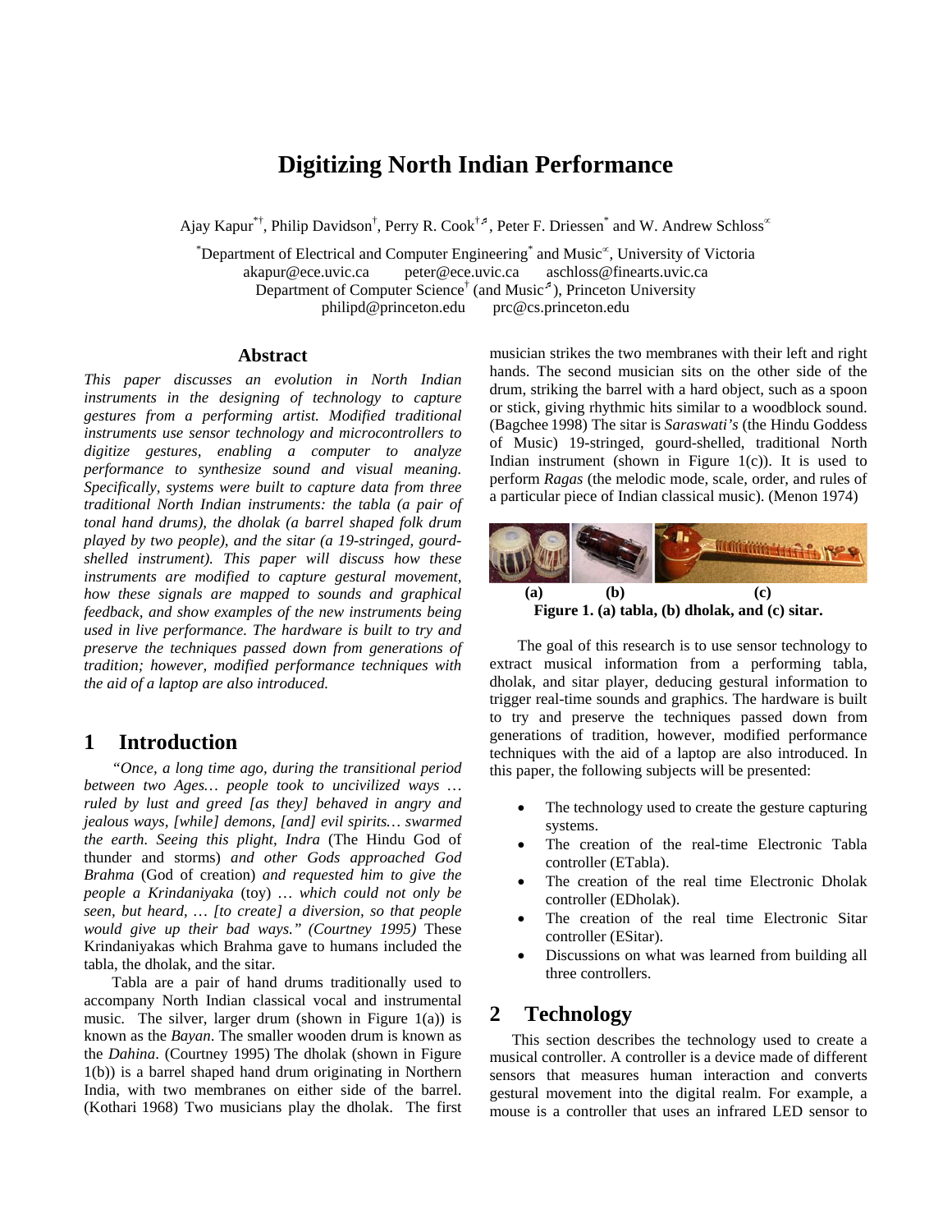# Digitizing North Indian Performance

Ajay Kapur[*†], Philip Davidson[†], Perry R. Cook[†♯], Peter F. Driessen[*] and W. Andrew Schloss[∝]

[*]Department of Electrical and Computer Engineering[*] and Music[∝], University of Victoria
akapur@ece.uvic.ca peter@ece.uvic.ca aschloss@finearts.uvic.ca
Department of Computer Science[†] (and Music[♯]), Princeton University
philipd@princeton.edu prc@cs.princeton.edu

## Abstract

*This paper discusses an evolution in North Indian instruments in the designing of technology to capture gestures from a performing artist. Modified traditional instruments use sensor technology and microcontrollers to digitize gestures, enabling a computer to analyze performance to synthesize sound and visual meaning. Specifically, systems were built to capture data from three traditional North Indian instruments: the tabla (a pair of tonal hand drums), the dholak (a barrel shaped folk drum played by two people), and the sitar (a 19-stringed, gourd-shelled instrument). This paper will discuss how these instruments are modified to capture gestural movement, how these signals are mapped to sounds and graphical feedback, and show examples of the new instruments being used in live performance. The hardware is built to try and preserve the techniques passed down from generations of tradition; however, modified performance techniques with the aid of a laptop are also introduced.*

## 1 Introduction

*"Once, a long time ago, during the transitional period between two Ages… people took to uncivilized ways … ruled by lust and greed [as they] behaved in angry and jealous ways, [while] demons, [and] evil spirits… swarmed the earth. Seeing this plight, Indra* (The Hindu God of thunder and storms) *and other Gods approached God Brahma* (God of creation) *and requested him to give the people a Krindaniyaka* (toy) *… which could not only be seen, but heard, … [to create] a diversion, so that people would give up their bad ways." (Courtney 1995)* These Krindaniyakas which Brahma gave to humans included the tabla, the dholak, and the sitar.

Tabla are a pair of hand drums traditionally used to accompany North Indian classical vocal and instrumental music. The silver, larger drum (shown in Figure 1(a)) is known as the *Bayan*. The smaller wooden drum is known as the *Dahina*. (Courtney 1995) The dholak (shown in Figure 1(b)) is a barrel shaped hand drum originating in Northern India, with two membranes on either side of the barrel. (Kothari 1968) Two musicians play the dholak. The first musician strikes the two membranes with their left and right hands. The second musician sits on the other side of the drum, striking the barrel with a hard object, such as a spoon or stick, giving rhythmic hits similar to a woodblock sound. (Bagchee 1998) The sitar is *Saraswati's* (the Hindu Goddess of Music) 19-stringed, gourd-shelled, traditional North Indian instrument (shown in Figure 1(c)). It is used to perform *Ragas* (the melodic mode, scale, order, and rules of a particular piece of Indian classical music). (Menon 1974)

**Figure 1. (a) tabla, (b) dholak, and (c) sitar.**

The goal of this research is to use sensor technology to extract musical information from a performing tabla, dholak, and sitar player, deducing gestural information to trigger real-time sounds and graphics. The hardware is built to try and preserve the techniques passed down from generations of tradition, however, modified performance techniques with the aid of a laptop are also introduced. In this paper, the following subjects will be presented:

- The technology used to create the gesture capturing systems.
- The creation of the real-time Electronic Tabla controller (ETabla).
- The creation of the real time Electronic Dholak controller (EDholak).
- The creation of the real time Electronic Sitar controller (ESitar).
- Discussions on what was learned from building all three controllers.

## 2 Technology

This section describes the technology used to create a musical controller. A controller is a device made of different sensors that measures human interaction and converts gestural movement into the digital realm. For example, a mouse is a controller that uses an infrared LED sensor to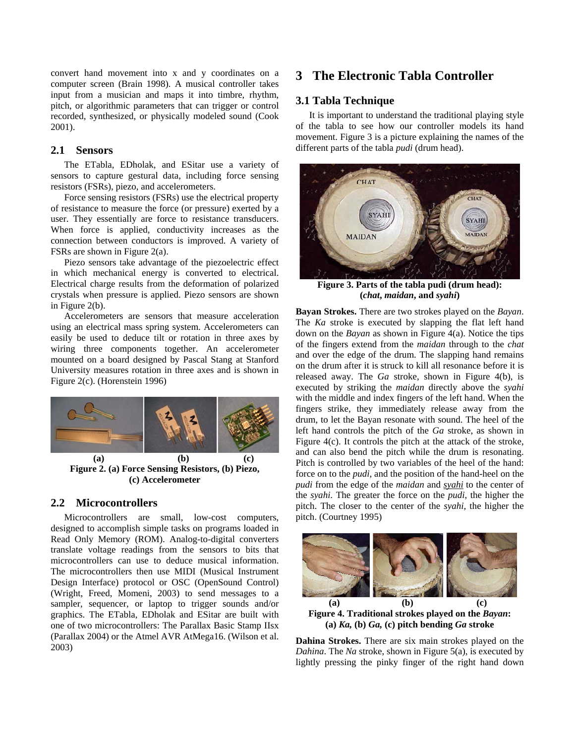convert hand movement into x and y coordinates on a computer screen (Brain 1998). A musical controller takes input from a musician and maps it into timbre, rhythm, pitch, or algorithmic parameters that can trigger or control recorded, synthesized, or physically modeled sound (Cook 2001).

## 2.1 Sensors

The ETabla, EDholak, and ESitar use a variety of sensors to capture gestural data, including force sensing resistors (FSRs), piezo, and accelerometers.

Force sensing resistors (FSRs) use the electrical property of resistance to measure the force (or pressure) exerted by a user. They essentially are force to resistance transducers. When force is applied, conductivity increases as the connection between conductors is improved. A variety of FSRs are shown in Figure 2(a).

Piezo sensors take advantage of the piezoelectric effect in which mechanical energy is converted to electrical. Electrical charge results from the deformation of polarized crystals when pressure is applied. Piezo sensors are shown in Figure 2(b).

Accelerometers are sensors that measure acceleration using an electrical mass spring system. Accelerometers can easily be used to deduce tilt or rotation in three axes by wiring three components together. An accelerometer mounted on a board designed by Pascal Stang at Stanford University measures rotation in three axes and is shown in Figure 2(c). (Horenstein 1996)

**Figure 2. (a) Force Sensing Resistors, (b) Piezo, (c) Accelerometer**

## 2.2 Microcontrollers

Microcontrollers are small, low-cost computers, designed to accomplish simple tasks on programs loaded in Read Only Memory (ROM). Analog-to-digital converters translate voltage readings from the sensors to bits that microcontrollers can use to deduce musical information. The microcontrollers then use MIDI (Musical Instrument Design Interface) protocol or OSC (OpenSound Control) (Wright, Freed, Momeni, 2003) to send messages to a sampler, sequencer, or laptop to trigger sounds and/or graphics. The ETabla, EDholak and ESitar are built with one of two microcontrollers: The Parallax Basic Stamp IIsx (Parallax 2004) or the Atmel AVR AtMega16. (Wilson et al. 2003)

# 3 The Electronic Tabla Controller

## 3.1 Tabla Technique

It is important to understand the traditional playing style of the tabla to see how our controller models its hand movement. Figure 3 is a picture explaining the names of the different parts of the tabla *pudi* (drum head).

**Figure 3. Parts of the tabla pudi (drum head): (*chat*, *maidan*, and *syahi*)**

**Bayan Strokes.** There are two strokes played on the *Bayan*. The *Ka* stroke is executed by slapping the flat left hand down on the *Bayan* as shown in Figure 4(a). Notice the tips of the fingers extend from the *maidan* through to the *chat* and over the edge of the drum. The slapping hand remains on the drum after it is struck to kill all resonance before it is released away. The *Ga* stroke, shown in Figure 4(b), is executed by striking the *maidan* directly above the *syahi* with the middle and index fingers of the left hand. When the fingers strike, they immediately release away from the drum, to let the Bayan resonate with sound. The heel of the left hand controls the pitch of the *Ga* stroke, as shown in Figure 4(c). It controls the pitch at the attack of the stroke, and can also bend the pitch while the drum is resonating. Pitch is controlled by two variables of the heel of the hand: force on to the *pudi*, and the position of the hand-heel on the *pudi* from the edge of the *maidan* and *syahi* to the center of the *syahi*. The greater the force on the *pudi*, the higher the pitch. The closer to the center of the *syahi*, the higher the pitch. (Courtney 1995)

**Figure 4. Traditional strokes played on the *Bayan*: (a) *Ka*, (b) *Ga*, (c) pitch bending *Ga* stroke**

**Dahina Strokes.** There are six main strokes played on the *Dahina*. The *Na* stroke, shown in Figure 5(a), is executed by lightly pressing the pinky finger of the right hand down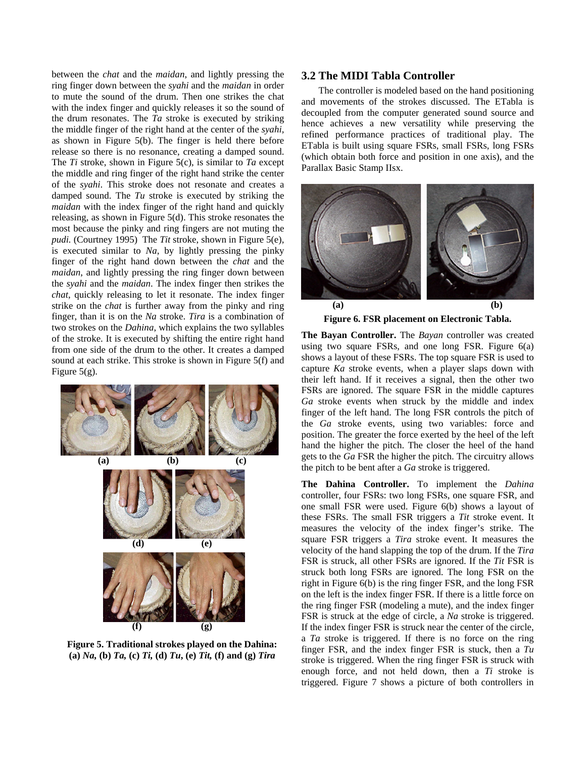between the *chat* and the *maidan*, and lightly pressing the ring finger down between the *syahi* and the *maidan* in order to mute the sound of the drum. Then one strikes the chat with the index finger and quickly releases it so the sound of the drum resonates. The *Ta* stroke is executed by striking the middle finger of the right hand at the center of the *syahi*, as shown in Figure 5(b). The finger is held there before release so there is no resonance, creating a damped sound. The *Ti* stroke, shown in Figure 5(c), is similar to *Ta* except the middle and ring finger of the right hand strike the center of the *syahi*. This stroke does not resonate and creates a damped sound. The *Tu* stroke is executed by striking the *maidan* with the index finger of the right hand and quickly releasing, as shown in Figure 5(d). This stroke resonates the most because the pinky and ring fingers are not muting the *pudi*. (Courtney 1995) The *Tit* stroke, shown in Figure 5(e), is executed similar to *Na*, by lightly pressing the pinky finger of the right hand down between the *chat* and the *maidan*, and lightly pressing the ring finger down between the *syahi* and the *maidan*. The index finger then strikes the *chat*, quickly releasing to let it resonate. The index finger strike on the *chat* is further away from the pinky and ring finger, than it is on the *Na* stroke. *Tira* is a combination of two strokes on the *Dahina*, which explains the two syllables of the stroke. It is executed by shifting the entire right hand from one side of the drum to the other. It creates a damped sound at each strike. This stroke is shown in Figure 5(f) and Figure 5(g).

**Figure 5. Traditional strokes played on the Dahina: (a) *Na*, (b) *Ta*, (c) *Ti*, (d) *Tu*, (e) *Tit*, (f) and (g) *Tira***

## 3.2 The MIDI Tabla Controller

The controller is modeled based on the hand positioning and movements of the strokes discussed. The ETabla is decoupled from the computer generated sound source and hence achieves a new versatility while preserving the refined performance practices of traditional play. The ETabla is built using square FSRs, small FSRs, long FSRs (which obtain both force and position in one axis), and the Parallax Basic Stamp IIsx.

**Figure 6. FSR placement on Electronic Tabla.**

**The Bayan Controller.** The *Bayan* controller was created using two square FSRs, and one long FSR. Figure 6(a) shows a layout of these FSRs. The top square FSR is used to capture *Ka* stroke events, when a player slaps down with their left hand. If it receives a signal, then the other two FSRs are ignored. The square FSR in the middle captures *Ga* stroke events when struck by the middle and index finger of the left hand. The long FSR controls the pitch of the *Ga* stroke events, using two variables: force and position. The greater the force exerted by the heel of the left hand the higher the pitch. The closer the heel of the hand gets to the *Ga* FSR the higher the pitch. The circuitry allows the pitch to be bent after a *Ga* stroke is triggered.

**The Dahina Controller.** To implement the *Dahina* controller, four FSRs: two long FSRs, one square FSR, and one small FSR were used. Figure 6(b) shows a layout of these FSRs. The small FSR triggers a *Tit* stroke event. It measures the velocity of the index finger's strike. The square FSR triggers a *Tira* stroke event. It measures the velocity of the hand slapping the top of the drum. If the *Tira* FSR is struck, all other FSRs are ignored. If the *Tit* FSR is struck both long FSRs are ignored. The long FSR on the right in Figure 6(b) is the ring finger FSR, and the long FSR on the left is the index finger FSR. If there is a little force on the ring finger FSR (modeling a mute), and the index finger FSR is struck at the edge of circle, a *Na* stroke is triggered. If the index finger FSR is struck near the center of the circle, a *Ta* stroke is triggered. If there is no force on the ring finger FSR, and the index finger FSR is stuck, then a *Tu* stroke is triggered. When the ring finger FSR is struck with enough force, and not held down, then a *Ti* stroke is triggered. Figure 7 shows a picture of both controllers in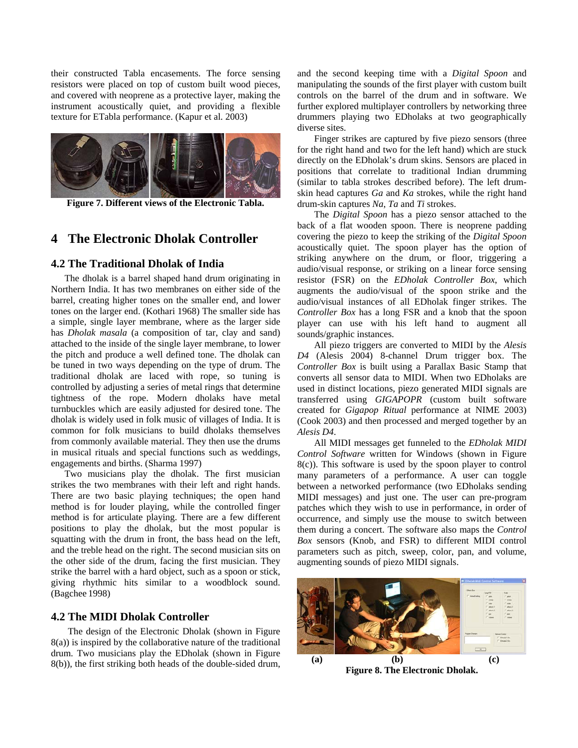their constructed Tabla encasements. The force sensing resistors were placed on top of custom built wood pieces, and covered with neoprene as a protective layer, making the instrument acoustically quiet, and providing a flexible texture for ETabla performance. (Kapur et al. 2003)

**Figure 7. Different views of the Electronic Tabla.**

# 4 The Electronic Dholak Controller

## 4.2 The Traditional Dholak of India

The dholak is a barrel shaped hand drum originating in Northern India. It has two membranes on either side of the barrel, creating higher tones on the smaller end, and lower tones on the larger end. (Kothari 1968) The smaller side has a simple, single layer membrane, where as the larger side has *Dholak masala* (a composition of tar, clay and sand) attached to the inside of the single layer membrane, to lower the pitch and produce a well defined tone. The dholak can be tuned in two ways depending on the type of drum. The traditional dholak are laced with rope, so tuning is controlled by adjusting a series of metal rings that determine tightness of the rope. Modern dholaks have metal turnbuckles which are easily adjusted for desired tone. The dholak is widely used in folk music of villages of India. It is common for folk musicians to build dholaks themselves from commonly available material. They then use the drums in musical rituals and special functions such as weddings, engagements and births. (Sharma 1997)

Two musicians play the dholak. The first musician strikes the two membranes with their left and right hands. There are two basic playing techniques; the open hand method is for louder playing, while the controlled finger method is for articulate playing. There are a few different positions to play the dholak, but the most popular is squatting with the drum in front, the bass head on the left, and the treble head on the right. The second musician sits on the other side of the drum, facing the first musician. They strike the barrel with a hard object, such as a spoon or stick, giving rhythmic hits similar to a woodblock sound. (Bagchee 1998)

## 4.2 The MIDI Dholak Controller

The design of the Electronic Dholak (shown in Figure 8(a)) is inspired by the collaborative nature of the traditional drum. Two musicians play the EDholak (shown in Figure 8(b)), the first striking both heads of the double-sided drum, and the second keeping time with a *Digital Spoon* and manipulating the sounds of the first player with custom built controls on the barrel of the drum and in software. We further explored multiplayer controllers by networking three drummers playing two EDholaks at two geographically diverse sites.

Finger strikes are captured by five piezo sensors (three for the right hand and two for the left hand) which are stuck directly on the EDholak's drum skins. Sensors are placed in positions that correlate to traditional Indian drumming (similar to tabla strokes described before). The left drum-skin head captures *Ga* and *Ka* strokes, while the right hand drum-skin captures *Na*, *Ta* and *Ti* strokes.

The *Digital Spoon* has a piezo sensor attached to the back of a flat wooden spoon. There is neoprene padding covering the piezo to keep the striking of the *Digital Spoon* acoustically quiet. The spoon player has the option of striking anywhere on the drum, or floor, triggering a audio/visual response, or striking on a linear force sensing resistor (FSR) on the *EDholak Controller Box*, which augments the audio/visual of the spoon strike and the audio/visual instances of all EDholak finger strikes. The *Controller Box* has a long FSR and a knob that the spoon player can use with his left hand to augment all sounds/graphic instances.

All piezo triggers are converted to MIDI by the *Alesis D4* (Alesis 2004) 8-channel Drum trigger box. The *Controller Box* is built using a Parallax Basic Stamp that converts all sensor data to MIDI. When two EDholaks are used in distinct locations, piezo generated MIDI signals are transferred using *GIGAPOPR* (custom built software created for *Gigapop Ritual* performance at NIME 2003) (Cook 2003) and then processed and merged together by an *Alesis D4*.

All MIDI messages get funneled to the *EDholak MIDI Control Software* written for Windows (shown in Figure 8(c)). This software is used by the spoon player to control many parameters of a performance. A user can toggle between a networked performance (two EDholaks sending MIDI messages) and just one. The user can pre-program patches which they wish to use in performance, in order of occurrence, and simply use the mouse to switch between them during a concert. The software also maps the *Control Box* sensors (Knob, and FSR) to different MIDI control parameters such as pitch, sweep, color, pan, and volume, augmenting sounds of piezo MIDI signals.

**(a) (b) (c)**

**Figure 8. The Electronic Dholak.**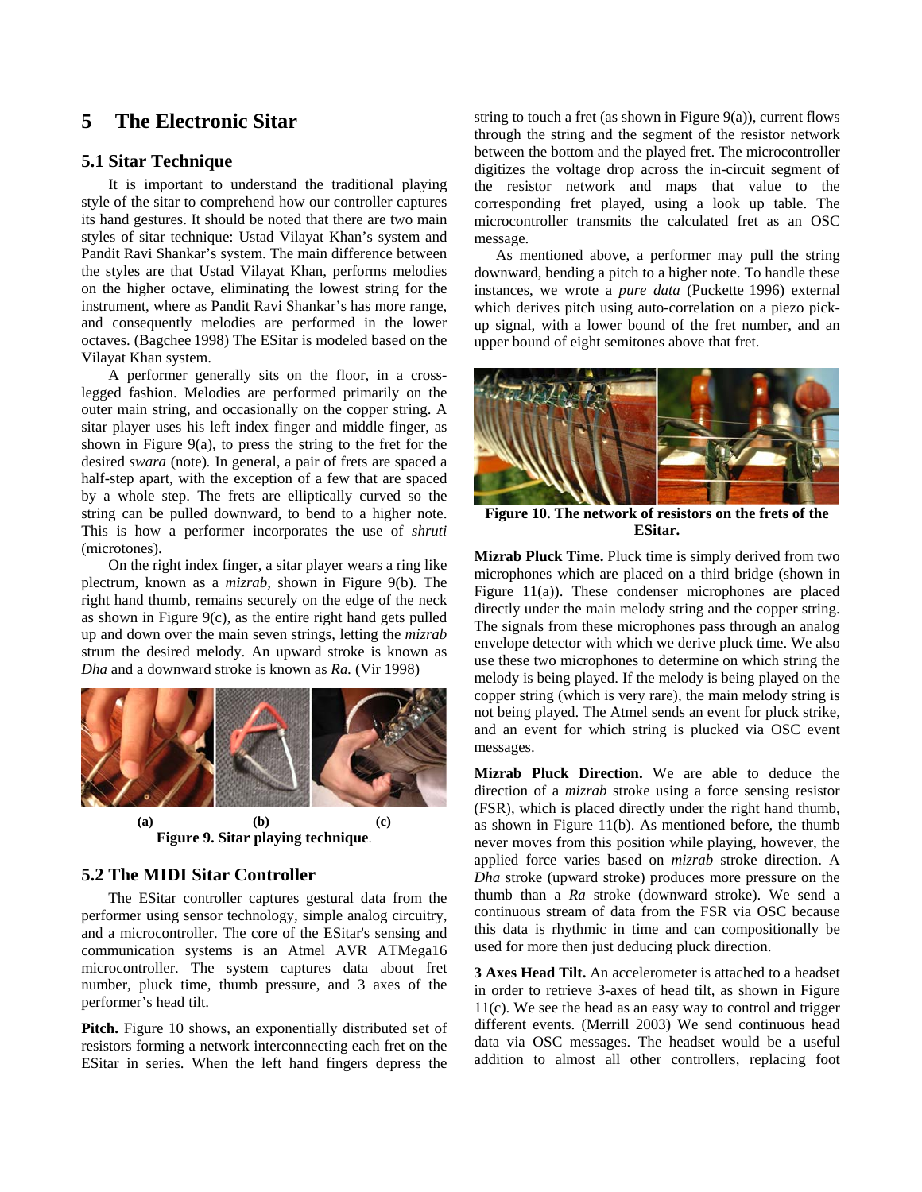## 5 The Electronic Sitar

### 5.1 Sitar Technique

It is important to understand the traditional playing style of the sitar to comprehend how our controller captures its hand gestures. It should be noted that there are two main styles of sitar technique: Ustad Vilayat Khan's system and Pandit Ravi Shankar's system. The main difference between the styles are that Ustad Vilayat Khan, performs melodies on the higher octave, eliminating the lowest string for the instrument, where as Pandit Ravi Shankar's has more range, and consequently melodies are performed in the lower octaves. (Bagchee 1998) The ESitar is modeled based on the Vilayat Khan system.

A performer generally sits on the floor, in a cross-legged fashion. Melodies are performed primarily on the outer main string, and occasionally on the copper string. A sitar player uses his left index finger and middle finger, as shown in Figure 9(a), to press the string to the fret for the desired *swara* (note). In general, a pair of frets are spaced a half-step apart, with the exception of a few that are spaced by a whole step. The frets are elliptically curved so the string can be pulled downward, to bend to a higher note. This is how a performer incorporates the use of *shruti* (microtones).

On the right index finger, a sitar player wears a ring like plectrum, known as a *mizrab*, shown in Figure 9(b). The right hand thumb, remains securely on the edge of the neck as shown in Figure 9(c), as the entire right hand gets pulled up and down over the main seven strings, letting the *mizrab* strum the desired melody. An upward stroke is known as *Dha* and a downward stroke is known as *Ra.* (Vir 1998)

**(a) (b) (c)**

**Figure 9. Sitar playing technique**.

### 5.2 The MIDI Sitar Controller

The ESitar controller captures gestural data from the performer using sensor technology, simple analog circuitry, and a microcontroller. The core of the ESitar's sensing and communication systems is an Atmel AVR ATMega16 microcontroller. The system captures data about fret number, pluck time, thumb pressure, and 3 axes of the performer's head tilt.

**Pitch.** Figure 10 shows, an exponentially distributed set of resistors forming a network interconnecting each fret on the ESitar in series. When the left hand fingers depress the string to touch a fret (as shown in Figure 9(a)), current flows through the string and the segment of the resistor network between the bottom and the played fret. The microcontroller digitizes the voltage drop across the in-circuit segment of the resistor network and maps that value to the corresponding fret played, using a look up table. The microcontroller transmits the calculated fret as an OSC message.

As mentioned above, a performer may pull the string downward, bending a pitch to a higher note. To handle these instances, we wrote a *pure data* (Puckette 1996) external which derives pitch using auto-correlation on a piezo pick-up signal, with a lower bound of the fret number, and an upper bound of eight semitones above that fret.

**Figure 10. The network of resistors on the frets of the ESitar.**

**Mizrab Pluck Time.** Pluck time is simply derived from two microphones which are placed on a third bridge (shown in Figure 11(a)). These condenser microphones are placed directly under the main melody string and the copper string. The signals from these microphones pass through an analog envelope detector with which we derive pluck time. We also use these two microphones to determine on which string the melody is being played. If the melody is being played on the copper string (which is very rare), the main melody string is not being played. The Atmel sends an event for pluck strike, and an event for which string is plucked via OSC event messages.

**Mizrab Pluck Direction.** We are able to deduce the direction of a *mizrab* stroke using a force sensing resistor (FSR), which is placed directly under the right hand thumb, as shown in Figure 11(b). As mentioned before, the thumb never moves from this position while playing, however, the applied force varies based on *mizrab* stroke direction. A *Dha* stroke (upward stroke) produces more pressure on the thumb than a *Ra* stroke (downward stroke). We send a continuous stream of data from the FSR via OSC because this data is rhythmic in time and can compositionally be used for more then just deducing pluck direction.

**3 Axes Head Tilt.** An accelerometer is attached to a headset in order to retrieve 3-axes of head tilt, as shown in Figure 11(c). We see the head as an easy way to control and trigger different events. (Merrill 2003) We send continuous head data via OSC messages. The headset would be a useful addition to almost all other controllers, replacing foot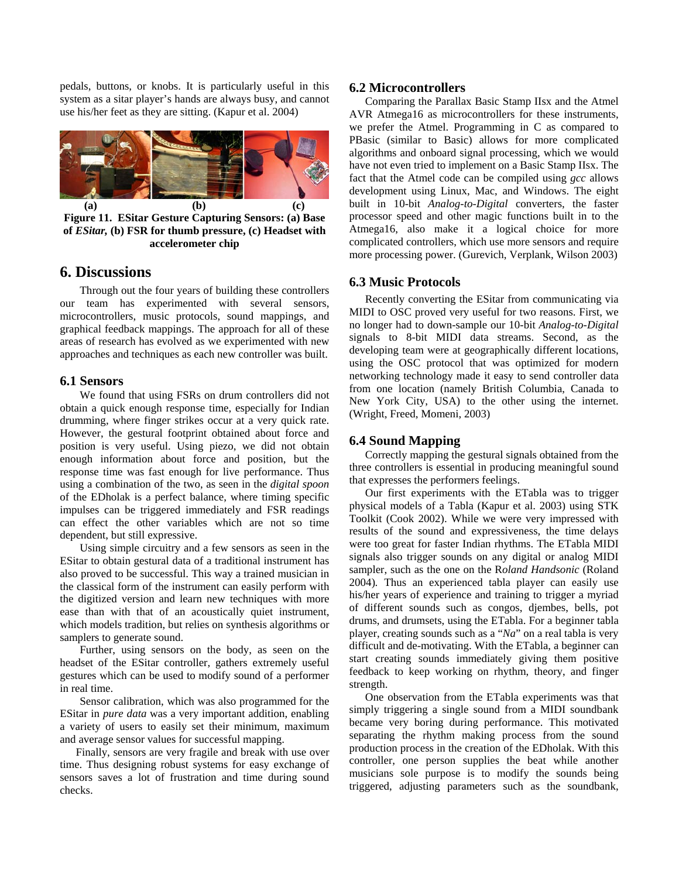pedals, buttons, or knobs. It is particularly useful in this system as a sitar player's hands are always busy, and cannot use his/her feet as they are sitting. (Kapur et al. 2004)

**(a) (b) (c)**

**Figure 11. ESitar Gesture Capturing Sensors: (a) Base of *ESitar,* (b) FSR for thumb pressure, (c) Headset with accelerometer chip**

## 6. Discussions

Through out the four years of building these controllers our team has experimented with several sensors, microcontrollers, music protocols, sound mappings, and graphical feedback mappings. The approach for all of these areas of research has evolved as we experimented with new approaches and techniques as each new controller was built.

### 6.1 Sensors

We found that using FSRs on drum controllers did not obtain a quick enough response time, especially for Indian drumming, where finger strikes occur at a very quick rate. However, the gestural footprint obtained about force and position is very useful. Using piezo, we did not obtain enough information about force and position, but the response time was fast enough for live performance. Thus using a combination of the two, as seen in the *digital spoon* of the EDholak is a perfect balance, where timing specific impulses can be triggered immediately and FSR readings can effect the other variables which are not so time dependent, but still expressive.

Using simple circuitry and a few sensors as seen in the ESitar to obtain gestural data of a traditional instrument has also proved to be successful. This way a trained musician in the classical form of the instrument can easily perform with the digitized version and learn new techniques with more ease than with that of an acoustically quiet instrument, which models tradition, but relies on synthesis algorithms or samplers to generate sound.

Further, using sensors on the body, as seen on the headset of the ESitar controller, gathers extremely useful gestures which can be used to modify sound of a performer in real time.

Sensor calibration, which was also programmed for the ESitar in *pure data* was a very important addition, enabling a variety of users to easily set their minimum, maximum and average sensor values for successful mapping.

Finally, sensors are very fragile and break with use over time. Thus designing robust systems for easy exchange of sensors saves a lot of frustration and time during sound checks.

### 6.2 Microcontrollers

Comparing the Parallax Basic Stamp IIsx and the Atmel AVR Atmega16 as microcontrollers for these instruments, we prefer the Atmel. Programming in C as compared to PBasic (similar to Basic) allows for more complicated algorithms and onboard signal processing, which we would have not even tried to implement on a Basic Stamp IIsx. The fact that the Atmel code can be compiled using *gcc* allows development using Linux, Mac, and Windows. The eight built in 10-bit *Analog-to-Digital* converters, the faster processor speed and other magic functions built in to the Atmega16, also make it a logical choice for more complicated controllers, which use more sensors and require more processing power. (Gurevich, Verplank, Wilson 2003)

### 6.3 Music Protocols

Recently converting the ESitar from communicating via MIDI to OSC proved very useful for two reasons. First, we no longer had to down-sample our 10-bit *Analog-to-Digital* signals to 8-bit MIDI data streams. Second, as the developing team were at geographically different locations, using the OSC protocol that was optimized for modern networking technology made it easy to send controller data from one location (namely British Columbia, Canada to New York City, USA) to the other using the internet. (Wright, Freed, Momeni, 2003)

### 6.4 Sound Mapping

Correctly mapping the gestural signals obtained from the three controllers is essential in producing meaningful sound that expresses the performers feelings.

Our first experiments with the ETabla was to trigger physical models of a Tabla (Kapur et al. 2003) using STK Toolkit (Cook 2002). While we were very impressed with results of the sound and expressiveness, the time delays were too great for faster Indian rhythms. The ETabla MIDI signals also trigger sounds on any digital or analog MIDI sampler, such as the one on the R*oland Handsonic* (Roland 2004). Thus an experienced tabla player can easily use his/her years of experience and training to trigger a myriad of different sounds such as congos, djembes, bells, pot drums, and drumsets, using the ETabla. For a beginner tabla player, creating sounds such as a "*Na*" on a real tabla is very difficult and de-motivating. With the ETabla, a beginner can start creating sounds immediately giving them positive feedback to keep working on rhythm, theory, and finger strength.

One observation from the ETabla experiments was that simply triggering a single sound from a MIDI soundbank became very boring during performance. This motivated separating the rhythm making process from the sound production process in the creation of the EDholak. With this controller, one person supplies the beat while another musicians sole purpose is to modify the sounds being triggered, adjusting parameters such as the soundbank,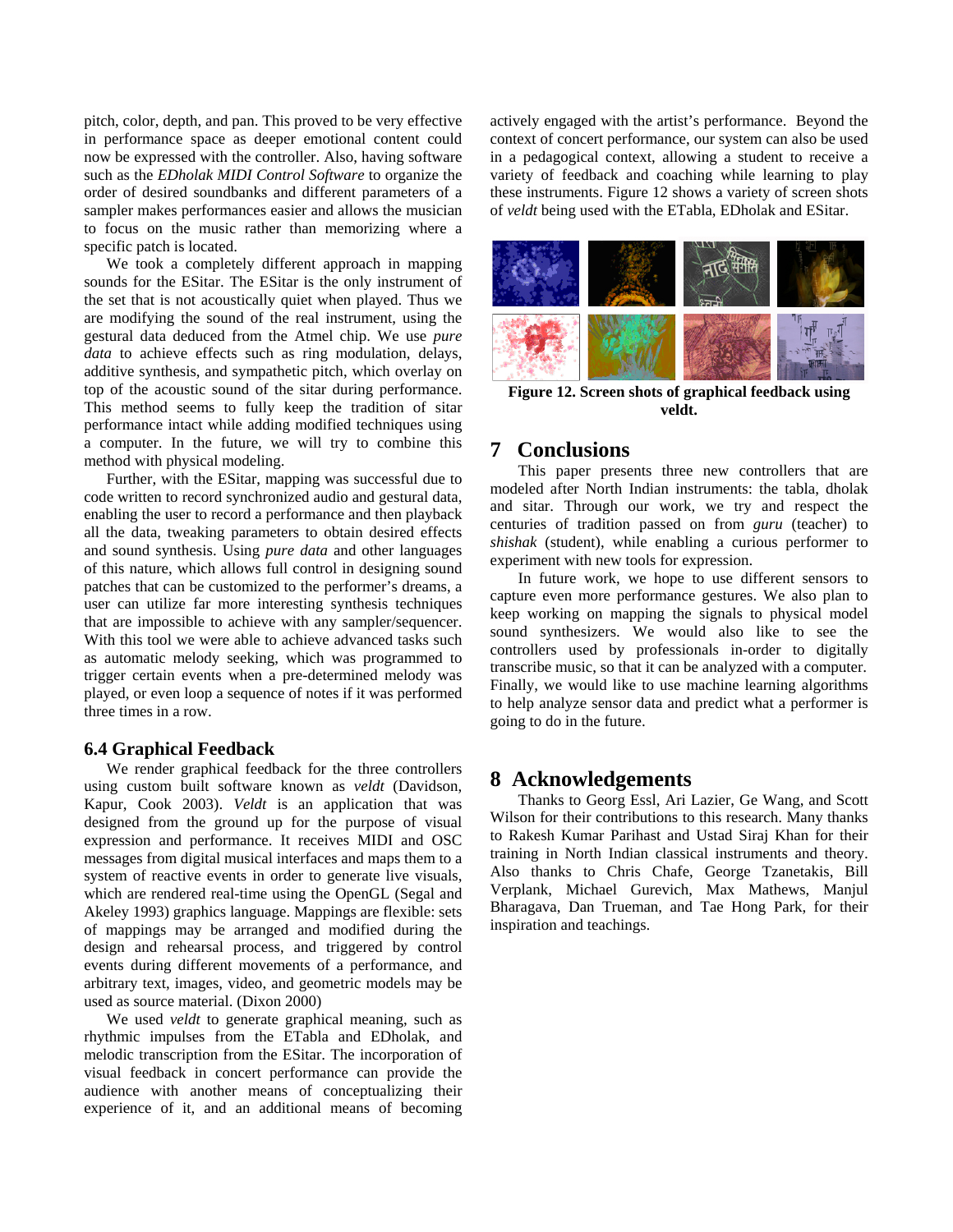pitch, color, depth, and pan. This proved to be very effective in performance space as deeper emotional content could now be expressed with the controller. Also, having software such as the *EDholak MIDI Control Software* to organize the order of desired soundbanks and different parameters of a sampler makes performances easier and allows the musician to focus on the music rather than memorizing where a specific patch is located.

We took a completely different approach in mapping sounds for the ESitar. The ESitar is the only instrument of the set that is not acoustically quiet when played. Thus we are modifying the sound of the real instrument, using the gestural data deduced from the Atmel chip. We use *pure data* to achieve effects such as ring modulation, delays, additive synthesis, and sympathetic pitch, which overlay on top of the acoustic sound of the sitar during performance. This method seems to fully keep the tradition of sitar performance intact while adding modified techniques using a computer. In the future, we will try to combine this method with physical modeling.

Further, with the ESitar, mapping was successful due to code written to record synchronized audio and gestural data, enabling the user to record a performance and then playback all the data, tweaking parameters to obtain desired effects and sound synthesis. Using *pure data* and other languages of this nature, which allows full control in designing sound patches that can be customized to the performer's dreams, a user can utilize far more interesting synthesis techniques that are impossible to achieve with any sampler/sequencer. With this tool we were able to achieve advanced tasks such as automatic melody seeking, which was programmed to trigger certain events when a pre-determined melody was played, or even loop a sequence of notes if it was performed three times in a row.

### 6.4 Graphical Feedback

We render graphical feedback for the three controllers using custom built software known as *veldt* (Davidson, Kapur, Cook 2003). *Veldt* is an application that was designed from the ground up for the purpose of visual expression and performance. It receives MIDI and OSC messages from digital musical interfaces and maps them to a system of reactive events in order to generate live visuals, which are rendered real-time using the OpenGL (Segal and Akeley 1993) graphics language. Mappings are flexible: sets of mappings may be arranged and modified during the design and rehearsal process, and triggered by control events during different movements of a performance, and arbitrary text, images, video, and geometric models may be used as source material. (Dixon 2000)

We used *veldt* to generate graphical meaning, such as rhythmic impulses from the ETabla and EDholak, and melodic transcription from the ESitar. The incorporation of visual feedback in concert performance can provide the audience with another means of conceptualizing their experience of it, and an additional means of becoming actively engaged with the artist's performance. Beyond the context of concert performance, our system can also be used in a pedagogical context, allowing a student to receive a variety of feedback and coaching while learning to play these instruments. Figure 12 shows a variety of screen shots of *veldt* being used with the ETabla, EDholak and ESitar.

**Figure 12. Screen shots of graphical feedback using veldt.**

## 7 Conclusions

This paper presents three new controllers that are modeled after North Indian instruments: the tabla, dholak and sitar. Through our work, we try and respect the centuries of tradition passed on from *guru* (teacher) to *shishak* (student), while enabling a curious performer to experiment with new tools for expression.

In future work, we hope to use different sensors to capture even more performance gestures. We also plan to keep working on mapping the signals to physical model sound synthesizers. We would also like to see the controllers used by professionals in-order to digitally transcribe music, so that it can be analyzed with a computer. Finally, we would like to use machine learning algorithms to help analyze sensor data and predict what a performer is going to do in the future.

## 8 Acknowledgements

Thanks to Georg Essl, Ari Lazier, Ge Wang, and Scott Wilson for their contributions to this research. Many thanks to Rakesh Kumar Parihast and Ustad Siraj Khan for their training in North Indian classical instruments and theory. Also thanks to Chris Chafe, George Tzanetakis, Bill Verplank, Michael Gurevich, Max Mathews, Manjul Bharagava, Dan Trueman, and Tae Hong Park, for their inspiration and teachings.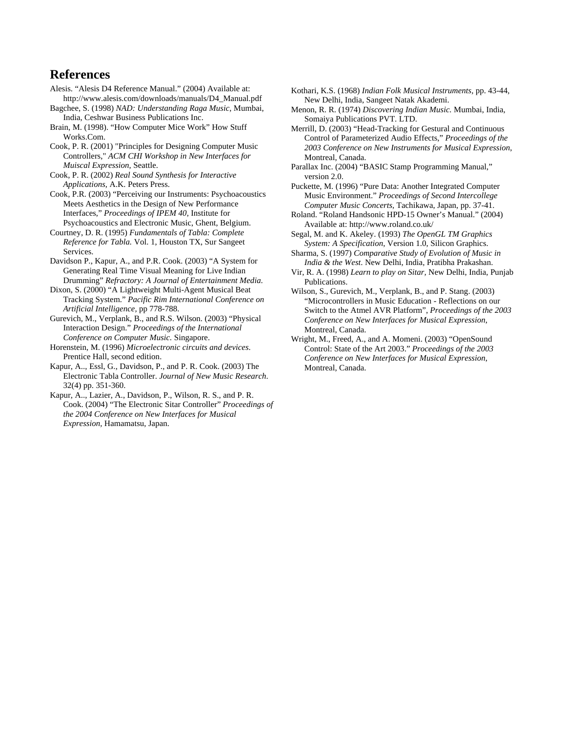## References

Alesis. “Alesis D4 Reference Manual.” (2004) Available at: http://www.alesis.com/downloads/manuals/D4_Manual.pdf

Bagchee, S. (1998) *NAD: Understanding Raga Music*, Mumbai, India, Ceshwar Business Publications Inc.

Brain, M. (1998). “How Computer Mice Work” How Stuff Works.Com.

Cook, P. R. (2001) "Principles for Designing Computer Music Controllers," *ACM CHI Workshop in New Interfaces for Muiscal Expression*, Seattle.

Cook, P. R. (2002) *Real Sound Synthesis for Interactive Applications*, A.K. Peters Press.

Cook, P.R. (2003) “Perceiving our Instruments: Psychoacoustics Meets Aesthetics in the Design of New Performance Interfaces,” *Proceedings of IPEM 40*, Institute for Psychoacoustics and Electronic Music, Ghent, Belgium.

Courtney, D. R. (1995) *Fundamentals of Tabla: Complete Reference for Tabla.* Vol. 1, Houston TX, Sur Sangeet Services.

Davidson P., Kapur, A., and P.R. Cook. (2003) “A System for Generating Real Time Visual Meaning for Live Indian Drumming” *Refractory: A Journal of Entertainment Media.*

Dixon, S. (2000) “A Lightweight Multi-Agent Musical Beat Tracking System.” *Pacific Rim International Conference on Artificial Intelligence*, pp 778-788.

Gurevich, M., Verplank, B., and R.S. Wilson. (2003) “Physical Interaction Design.” *Proceedings of the International Conference on Computer Music.* Singapore.

Horenstein, M. (1996) *Microelectronic circuits and devices*. Prentice Hall, second edition.

Kapur, A.., Essl, G., Davidson, P., and P. R. Cook. (2003) The Electronic Tabla Controller. *Journal of New Music Research*. 32(4) pp. 351-360.

Kapur, A.., Lazier, A., Davidson, P., Wilson, R. S., and P. R. Cook. (2004) “The Electronic Sitar Controller” *Proceedings of the 2004 Conference on New Interfaces for Musical Expression*, Hamamatsu, Japan.

Kothari, K.S. (1968) *Indian Folk Musical Instruments*, pp. 43-44, New Delhi, India, Sangeet Natak Akademi.

Menon, R. R. (1974) *Discovering Indian Music.* Mumbai, India, Somaiya Publications PVT. LTD.

Merrill, D. (2003) “Head-Tracking for Gestural and Continuous Control of Parameterized Audio Effects,” *Proceedings of the 2003 Conference on New Instruments for Musical Expression*, Montreal, Canada.

Parallax Inc. (2004) “BASIC Stamp Programming Manual,” version 2.0.

Puckette, M. (1996) “Pure Data: Another Integrated Computer Music Environment.” *Proceedings of Second Intercollege Computer Music Concerts*, Tachikawa, Japan, pp. 37-41.

Roland. “Roland Handsonic HPD-15 Owner’s Manual.” (2004) Available at: http://www.roland.co.uk/

Segal, M. and K. Akeley. (1993) *The OpenGL TM Graphics System: A Specification*, Version 1.0, Silicon Graphics.

Sharma, S. (1997) *Comparative Study of Evolution of Music in India & the West*. New Delhi, India, Pratibha Prakashan.

Vir, R. A. (1998) *Learn to play on Sitar*, New Delhi, India, Punjab Publications.

Wilson, S., Gurevich, M., Verplank, B., and P. Stang. (2003) “Microcontrollers in Music Education - Reflections on our Switch to the Atmel AVR Platform”, *Proceedings of the 2003 Conference on New Interfaces for Musical Expression*, Montreal, Canada.

Wright, M., Freed, A., and A. Momeni. (2003) “OpenSound Control: State of the Art 2003.” *Proceedings of the 2003 Conference on New Interfaces for Musical Expression*, Montreal, Canada.